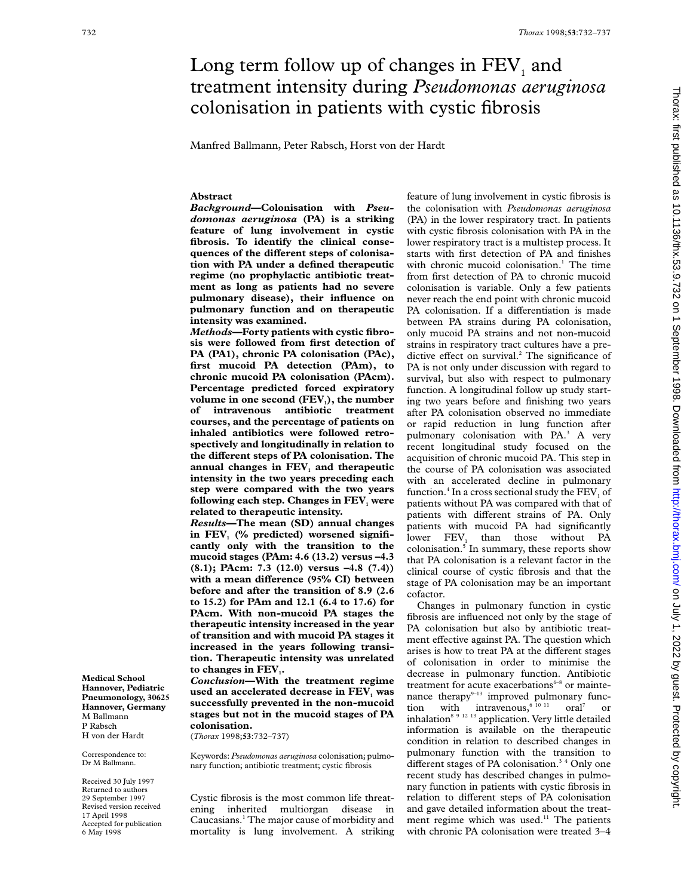# Long term follow up of changes in $FEV_1$ and treatment intensity during *Pseudomonas aeruginosa* colonisation in patients with cystic fibrosis

Manfred Ballmann, Peter Rabsch, Horst von der Hardt

## Abstract

***Background*—Colonisation with *Pseudomonas aeruginosa* (PA) is a striking feature of lung involvement in cystic fibrosis. To identify the clinical consequences of the different steps of colonisation with PA under a defined therapeutic regime (no prophylactic antibiotic treatment as long as patients had no severe pulmonary disease), their influence on pulmonary function and on therapeutic intensity was examined.**

***Methods*—Forty patients with cystic fibrosis were followed from first detection of PA (PA1), chronic PA colonisation (PAc), first mucoid PA detection (PAm), to chronic mucoid PA colonisation (PAcm). Percentage predicted forced expiratory volume in one second ($FEV_1$), the number of intravenous antibiotic treatment courses, and the percentage of patients on inhaled antibiotics were followed retrospectively and longitudinally in relation to the different steps of PA colonisation. The annual changes in $FEV_1$ and therapeutic intensity in the two years preceding each step were compared with the two years following each step. Changes in $FEV_1$ were related to therapeutic intensity.**

***Results*—The mean (SD) annual changes in $FEV_1$ (% predicted) worsened significantly only with the transition to the mucoid stages (PAm: 4.6 (13.2) versus –4.3 (8.1); PAcm: 7.3 (12.0) versus –4.8 (7.4)) with a mean difference (95% CI) between before and after the transition of 8.9 (2.6 to 15.2) for PAm and 12.1 (6.4 to 17.6) for PAcm. With non-mucoid PA stages the therapeutic intensity increased in the year of transition and with mucoid PA stages it increased in the years following transition. Therapeutic intensity was unrelated to changes in $FEV_1$.**

***Conclusion*—With the treatment regime used an accelerated decrease in $FEV_1$ was successfully prevented in the non-mucoid stages but not in the mucoid stages of PA colonisation.**

(*Thorax* 1998;**53**:732–737)

Keywords: *Pseudomonas aeruginosa* colonisation; pulmonary function; antibiotic treatment; cystic fibrosis

**Medical School Hannover, Pediatric Pneumonology, 30625 Hannover, Germany**
M Ballmann
P Rabsch
H von der Hardt

Correspondence to: Dr M Ballmann.

Received 30 July 1997
Returned to authors 29 September 1997
Revised version received 17 April 1998
Accepted for publication 6 May 1998

Cystic fibrosis is the most common life threatening inherited multiorgan disease in Caucasians.[1] The major cause of morbidity and mortality is lung involvement. A striking feature of lung involvement in cystic fibrosis is the colonisation with *Pseudomonas aeruginosa* (PA) in the lower respiratory tract. In patients with cystic fibrosis colonisation with PA in the lower respiratory tract is a multistep process. It starts with first detection of PA and finishes with chronic mucoid colonisation.[1] The time from first detection of PA to chronic mucoid colonisation is variable. Only a few patients never reach the end point with chronic mucoid PA colonisation. If a differentiation is made between PA strains during PA colonisation, only mucoid PA strains and not non-mucoid strains in respiratory tract cultures have a predictive effect on survival.[2] The significance of PA is not only under discussion with regard to survival, but also with respect to pulmonary function. A longitudinal follow up study starting two years before and finishing two years after PA colonisation observed no immediate or rapid reduction in lung function after pulmonary colonisation with PA.[3] A very recent longitudinal study focused on the acquisition of chronic mucoid PA. This step in the course of PA colonisation was associated with an accelerated decline in pulmonary function.[4] In a cross sectional study the $FEV_1$ of patients without PA was compared with that of patients with different strains of PA. Only patients with mucoid PA had significantly lower $FEV_1$ than those without PA colonisation.[5] In summary, these reports show that PA colonisation is a relevant factor in the clinical course of cystic fibrosis and that the stage of PA colonisation may be an important cofactor.

Changes in pulmonary function in cystic fibrosis are influenced not only by the stage of PA colonisation but also by antibiotic treatment effective against PA. The question which arises is how to treat PA at the different stages of colonisation in order to minimise the decrease in pulmonary function. Antibiotic treatment for acute exacerbations[6–8] or maintenance therapy[9–13] improved pulmonary function with intravenous,[6 10 11] oral[7] or inhalation[8 9 12 13] application. Very little detailed information is available on the therapeutic condition in relation to described changes in pulmonary function with the transition to different stages of PA colonisation.[3 4] Only one recent study has described changes in pulmonary function in patients with cystic fibrosis in relation to different steps of PA colonisation and gave detailed information about the treatment regime which was used.[11] The patients with chronic PA colonisation were treated 3–4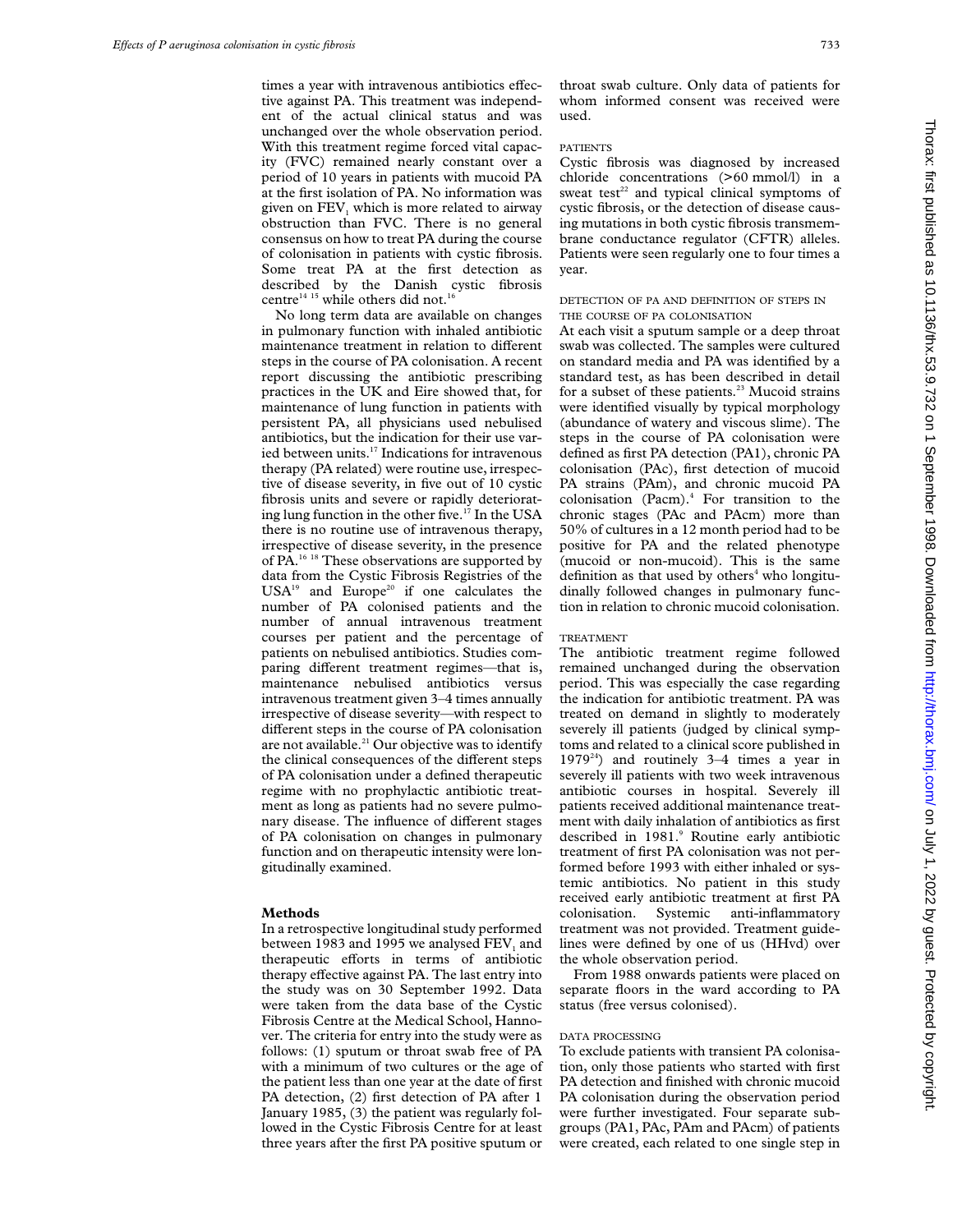times a year with intravenous antibiotics effective against PA. This treatment was independent of the actual clinical status and was unchanged over the whole observation period. With this treatment regime forced vital capacity (FVC) remained nearly constant over a period of 10 years in patients with mucoid PA at the first isolation of PA. No information was given on $FEV_1$ which is more related to airway obstruction than FVC. There is no general consensus on how to treat PA during the course of colonisation in patients with cystic fibrosis. Some treat PA at the first detection as described by the Danish cystic fibrosis centre[14 15] while others did not.[16]

No long term data are available on changes in pulmonary function with inhaled antibiotic maintenance treatment in relation to different steps in the course of PA colonisation. A recent report discussing the antibiotic prescribing practices in the UK and Eire showed that, for maintenance of lung function in patients with persistent PA, all physicians used nebulised antibiotics, but the indication for their use varied between units.[17] Indications for intravenous therapy (PA related) were routine use, irrespective of disease severity, in five out of 10 cystic fibrosis units and severe or rapidly deteriorating lung function in the other five.[17] In the USA there is no routine use of intravenous therapy, irrespective of disease severity, in the presence of PA.[16 18] These observations are supported by data from the Cystic Fibrosis Registries of the USA[19] and Europe[20] if one calculates the number of PA colonised patients and the number of annual intravenous treatment courses per patient and the percentage of patients on nebulised antibiotics. Studies comparing different treatment regimes—that is, maintenance nebulised antibiotics versus intravenous treatment given 3–4 times annually irrespective of disease severity—with respect to different steps in the course of PA colonisation are not available.[21] Our objective was to identify the clinical consequences of the different steps of PA colonisation under a defined therapeutic regime with no prophylactic antibiotic treatment as long as patients had no severe pulmonary disease. The influence of different stages of PA colonisation on changes in pulmonary function and on therapeutic intensity were longitudinally examined.

## Methods

In a retrospective longitudinal study performed between 1983 and 1995 we analysed $FEV_1$ and therapeutic efforts in terms of antibiotic therapy effective against PA. The last entry into the study was on 30 September 1992. Data were taken from the data base of the Cystic Fibrosis Centre at the Medical School, Hannover. The criteria for entry into the study were as follows: (1) sputum or throat swab free of PA with a minimum of two cultures or the age of the patient less than one year at the date of first PA detection, (2) first detection of PA after 1 January 1985, (3) the patient was regularly followed in the Cystic Fibrosis Centre for at least three years after the first PA positive sputum or throat swab culture. Only data of patients for whom informed consent was received were used.

### PATIENTS

Cystic fibrosis was diagnosed by increased chloride concentrations (>60 mmol/l) in a sweat test[22] and typical clinical symptoms of cystic fibrosis, or the detection of disease causing mutations in both cystic fibrosis transmembrane conductance regulator (CFTR) alleles. Patients were seen regularly one to four times a year.

### DETECTION OF PA AND DEFINITION OF STEPS IN THE COURSE OF PA COLONISATION

At each visit a sputum sample or a deep throat swab was collected. The samples were cultured on standard media and PA was identified by a standard test, as has been described in detail for a subset of these patients.[23] Mucoid strains were identified visually by typical morphology (abundance of watery and viscous slime). The steps in the course of PA colonisation were defined as first PA detection (PA1), chronic PA colonisation (PAc), first detection of mucoid PA strains (PAm), and chronic mucoid PA colonisation (Pacm).[4] For transition to the chronic stages (PAc and PAcm) more than 50% of cultures in a 12 month period had to be positive for PA and the related phenotype (mucoid or non-mucoid). This is the same definition as that used by others[4] who longitudinally followed changes in pulmonary function in relation to chronic mucoid colonisation.

### TREATMENT

The antibiotic treatment regime followed remained unchanged during the observation period. This was especially the case regarding the indication for antibiotic treatment. PA was treated on demand in slightly to moderately severely ill patients (judged by clinical symptoms and related to a clinical score published in 1979[24]) and routinely 3–4 times a year in severely ill patients with two week intravenous antibiotic courses in hospital. Severely ill patients received additional maintenance treatment with daily inhalation of antibiotics as first described in 1981.[9] Routine early antibiotic treatment of first PA colonisation was not performed before 1993 with either inhaled or systemic antibiotics. No patient in this study received early antibiotic treatment at first PA colonisation. Systemic anti-inflammatory treatment was not provided. Treatment guidelines were defined by one of us (HHvd) over the whole observation period.

From 1988 onwards patients were placed on separate floors in the ward according to PA status (free versus colonised).

### DATA PROCESSING

To exclude patients with transient PA colonisation, only those patients who started with first PA detection and finished with chronic mucoid PA colonisation during the observation period were further investigated. Four separate subgroups (PA1, PAc, PAm and PAcm) of patients were created, each related to one single step in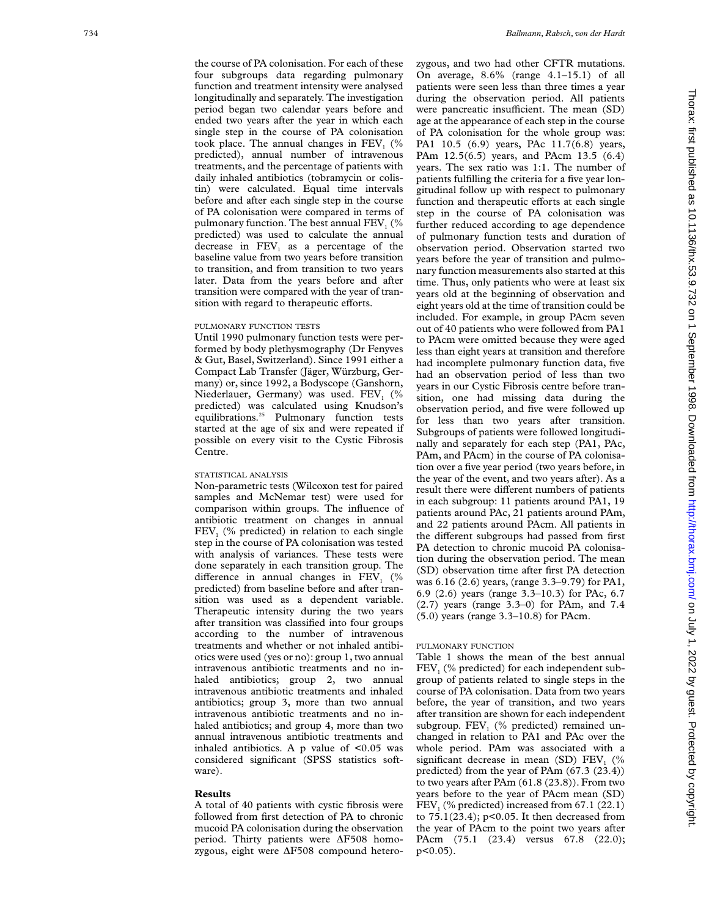the course of PA colonisation. For each of these four subgroups data regarding pulmonary function and treatment intensity were analysed longitudinally and separately. The investigation period began two calendar years before and ended two years after the year in which each single step in the course of PA colonisation took place. The annual changes in $FEV_1$ (% predicted), annual number of intravenous treatments, and the percentage of patients with daily inhaled antibiotics (tobramycin or colistin) were calculated. Equal time intervals before and after each single step in the course of PA colonisation were compared in terms of pulmonary function. The best annual $FEV_1$ (% predicted) was used to calculate the annual decrease in $FEV_1$ as a percentage of the baseline value from two years before transition to transition, and from transition to two years later. Data from the years before and after transition were compared with the year of transition with regard to therapeutic efforts.

### PULMONARY FUNCTION TESTS

Until 1990 pulmonary function tests were performed by body plethysmography (Dr Fenyves & Gut, Basel, Switzerland). Since 1991 either a Compact Lab Transfer (Jäger, Würzburg, Germany) or, since 1992, a Bodyscope (Ganshorn, Niederlauer, Germany) was used. $FEV_1$ (% predicted) was calculated using Knudson's equilibrations.[25] Pulmonary function tests started at the age of six and were repeated if possible on every visit to the Cystic Fibrosis Centre.

### STATISTICAL ANALYSIS

Non-parametric tests (Wilcoxon test for paired samples and McNemar test) were used for comparison within groups. The influence of antibiotic treatment on changes in annual $FEV_1$ (% predicted) in relation to each single step in the course of PA colonisation was tested with analysis of variances. These tests were done separately in each transition group. The difference in annual changes in $FEV_1$ (% predicted) from baseline before and after transition was used as a dependent variable. Therapeutic intensity during the two years after transition was classified into four groups according to the number of intravenous treatments and whether or not inhaled antibiotics were used (yes or no): group 1, two annual intravenous antibiotic treatments and no inhaled antibiotics; group 2, two annual intravenous antibiotic treatments and inhaled antibiotics; group 3, more than two annual intravenous antibiotic treatments and no inhaled antibiotics; and group 4, more than two annual intravenous antibiotic treatments and inhaled antibiotics. A p value of $<0.05$ was considered significant (SPSS statistics software).

## Results

A total of 40 patients with cystic fibrosis were followed from first detection of PA to chronic mucoid PA colonisation during the observation period. Thirty patients were ΔF508 homozygous, eight were ΔF508 compound heterozygous, and two had other CFTR mutations. On average, 8.6% (range 4.1–15.1) of all patients were seen less than three times a year during the observation period. All patients were pancreatic insufficient. The mean (SD) age at the appearance of each step in the course of PA colonisation for the whole group was: PA1 10.5 (6.9) years, PAc 11.7(6.8) years, PAm 12.5(6.5) years, and PAcm 13.5 (6.4) years. The sex ratio was 1:1. The number of patients fulfilling the criteria for a five year longitudinal follow up with respect to pulmonary function and therapeutic efforts at each single step in the course of PA colonisation was further reduced according to age dependence of pulmonary function tests and duration of observation period. Observation started two years before the year of transition and pulmonary function measurements also started at this time. Thus, only patients who were at least six years old at the beginning of observation and eight years old at the time of transition could be included. For example, in group PAcm seven out of 40 patients who were followed from PA1 to PAcm were omitted because they were aged less than eight years at transition and therefore had incomplete pulmonary function data, five had an observation period of less than two years in our Cystic Fibrosis centre before transition, one had missing data during the observation period, and five were followed up for less than two years after transition. Subgroups of patients were followed longitudinally and separately for each step (PA1, PAc, PAm, and PAcm) in the course of PA colonisation over a five year period (two years before, in the year of the event, and two years after). As a result there were different numbers of patients in each subgroup: 11 patients around PA1, 19 patients around PAc, 21 patients around PAm, and 22 patients around PAcm. All patients in the different subgroups had passed from first PA detection to chronic mucoid PA colonisation during the observation period. The mean (SD) observation time after first PA detection was 6.16 (2.6) years, (range 3.3–9.79) for PA1, 6.9 (2.6) years (range 3.3–10.3) for PAc, 6.7 (2.7) years (range 3.3–0) for PAm, and 7.4 (5.0) years (range 3.3–10.8) for PAcm.

### PULMONARY FUNCTION

Table 1 shows the mean of the best annual $FEV_1$ (% predicted) for each independent subgroup of patients related to single steps in the course of PA colonisation. Data from two years before, the year of transition, and two years after transition are shown for each independent subgroup. $FEV_1$ (% predicted) remained unchanged in relation to PA1 and PAc over the whole period. PAm was associated with a significant decrease in mean (SD) $FEV_1$ (% predicted) from the year of PAm (67.3 (23.4)) to two years after PAm (61.8 (23.8)). From two years before to the year of PAcm mean (SD) $FEV_1$ (% predicted) increased from 67.1 (22.1) to 75.1(23.4); $p<0.05$. It then decreased from the year of PAcm to the point two years after PAcm (75.1 (23.4) versus 67.8 (22.0); $p<0.05$).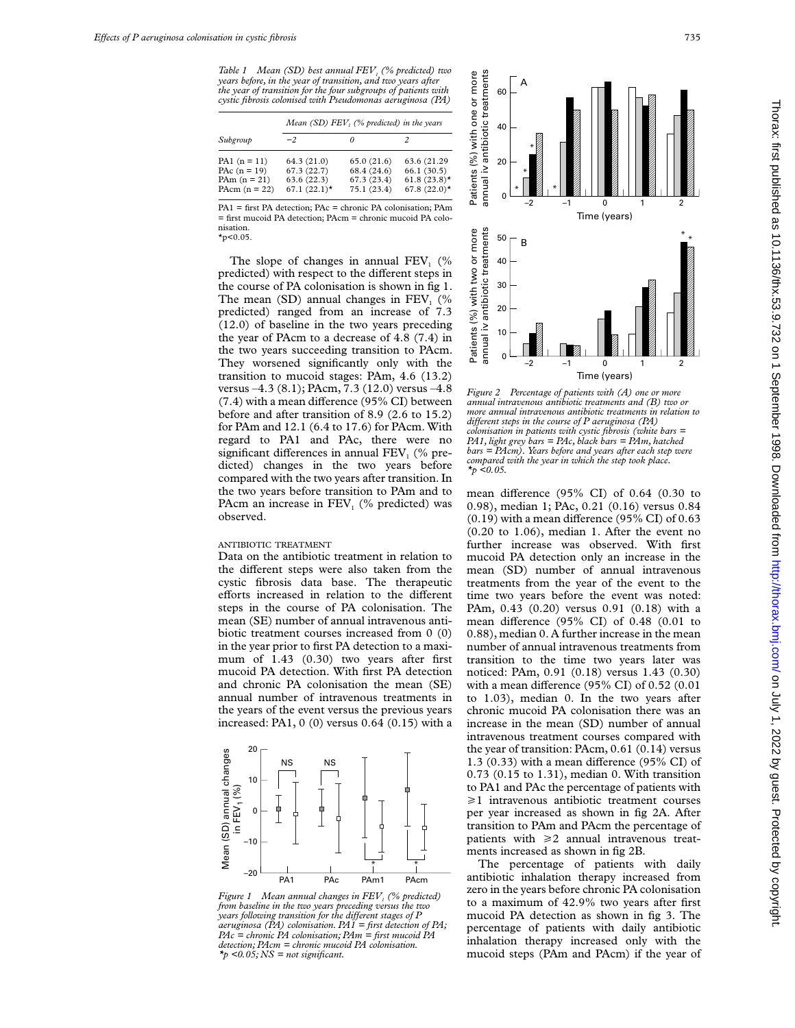*Table 1 Mean (SD) best annual $FEV_1$ (% predicted) two years before, in the year of transition, and two years after the year of transition for the four subgroups of patients with cystic fibrosis colonised with Pseudomonas aeruginosa (PA)*

| Subgroup | Mean (SD) $FEV_1$ (% predicted) in the years | | |
|---|---|---|---|
| | −2 | 0 | 2 |
| PA1 (n = 11) | 64.3 (21.0) | 65.0 (21.6) | 63.6 (21.29 |
| PAc (n = 19) | 67.3 (22.7) | 68.4 (24.6) | 66.1 (30.5) |
| PAm (n = 21) | 63.6 (22.3) | 67.3 (23.4) | 61.8 (23.8)* |
| PAcm (n = 22) | 67.1 (22.1)* | 75.1 (23.4) | 67.8 (22.0)* |

PA1 = first PA detection; PAc = chronic PA colonisation; PAm = first mucoid PA detection; PAcm = chronic mucoid PA colonisation.
*p<0.05.

The slope of changes in annual $FEV_1$ (% predicted) with respect to the different steps in the course of PA colonisation is shown in fig 1. The mean (SD) annual changes in $FEV_1$ (% predicted) ranged from an increase of 7.3 (12.0) of baseline in the two years preceding the year of PAcm to a decrease of 4.8 (7.4) in the two years succeeding transition to PAcm. They worsened significantly only with the transition to mucoid stages: PAm, 4.6 (13.2) versus −4.3 (8.1); PAcm, 7.3 (12.0) versus −4.8 (7.4) with a mean difference (95% CI) between before and after transition of 8.9 (2.6 to 15.2) for PAm and 12.1 (6.4 to 17.6) for PAcm. With regard to PA1 and PAc, there were no significant differences in annual $FEV_1$ (% predicted) changes in the two years before compared with the two years after transition. In the two years before transition to PAm and to PAcm an increase in $FEV_1$ (% predicted) was observed.

### ANTIBIOTIC TREATMENT

Data on the antibiotic treatment in relation to the different steps were also taken from the cystic fibrosis data base. The therapeutic efforts increased in relation to the different steps in the course of PA colonisation. The mean (SE) number of annual intravenous antibiotic treatment courses increased from 0 (0) in the year prior to first PA detection to a maximum of 1.43 (0.30) two years after first mucoid PA detection. With first PA detection and chronic PA colonisation the mean (SE) annual number of intravenous treatments in the years of the event versus the previous years increased: PA1, 0 (0) versus 0.64 (0.15) with a mean difference (95% CI) of 0.64 (0.30 to 0.98), median 1; PAc, 0.21 (0.16) versus 0.84 (0.19) with a mean difference (95% CI) of 0.63 (0.20 to 1.06), median 1. After the event no further increase was observed. With first mucoid PA detection only an increase in the mean (SD) number of annual intravenous treatments from the year of the event to the time two years before the event was noted: PAm, 0.43 (0.20) versus 0.91 (0.18) with a mean difference (95% CI) of 0.48 (0.01 to 0.88), median 0. A further increase in the mean number of annual intravenous treatments from transition to the time two years later was noticed: PAm, 0.91 (0.18) versus 1.43 (0.30) with a mean difference (95% CI) of 0.52 (0.01 to 1.03), median 0. In the two years after chronic mucoid PA colonisation there was an increase in the mean (SD) number of annual intravenous treatment courses compared with the year of transition: PAcm, 0.61 (0.14) versus 1.3 (0.33) with a mean difference (95% CI) of 0.73 (0.15 to 1.31), median 0. With transition to PA1 and PAc the percentage of patients with ⩾1 intravenous antibiotic treatment courses per year increased as shown in fig 2A. After transition to PAm and PAcm the percentage of patients with ⩾2 annual intravenous treatments increased as shown in fig 2B.

The percentage of patients with daily antibiotic inhalation therapy increased from zero in the years before chronic PA colonisation to a maximum of 42.9% two years after first mucoid PA detection as shown in fig 3. The percentage of patients with daily antibiotic inhalation therapy increased only with the mucoid steps (PAm and PAcm) if the year of

*Figure 1 Mean annual changes in $FEV_1$ (% predicted) from baseline in the two years preceding versus the two years following transition for the different stages of P aeruginosa (PA) colonisation. PA1 = first detection of PA; PAc = chronic PA colonisation; PAm = first mucoid PA detection; PAcm = chronic mucoid PA colonisation. *p <0.05; NS = not significant.*

*Figure 2 Percentage of patients with (A) one or more annual intravenous antibiotic treatments and (B) two or more annual intravenous antibiotic treatments in relation to different steps in the course of P aeruginosa (PA) colonisation in patients with cystic fibrosis (white bars = PA1, light grey bars = PAc, black bars = PAm, hatched bars = PAcm). Years before and years after each step were compared with the year in which the step took place. *p <0.05.*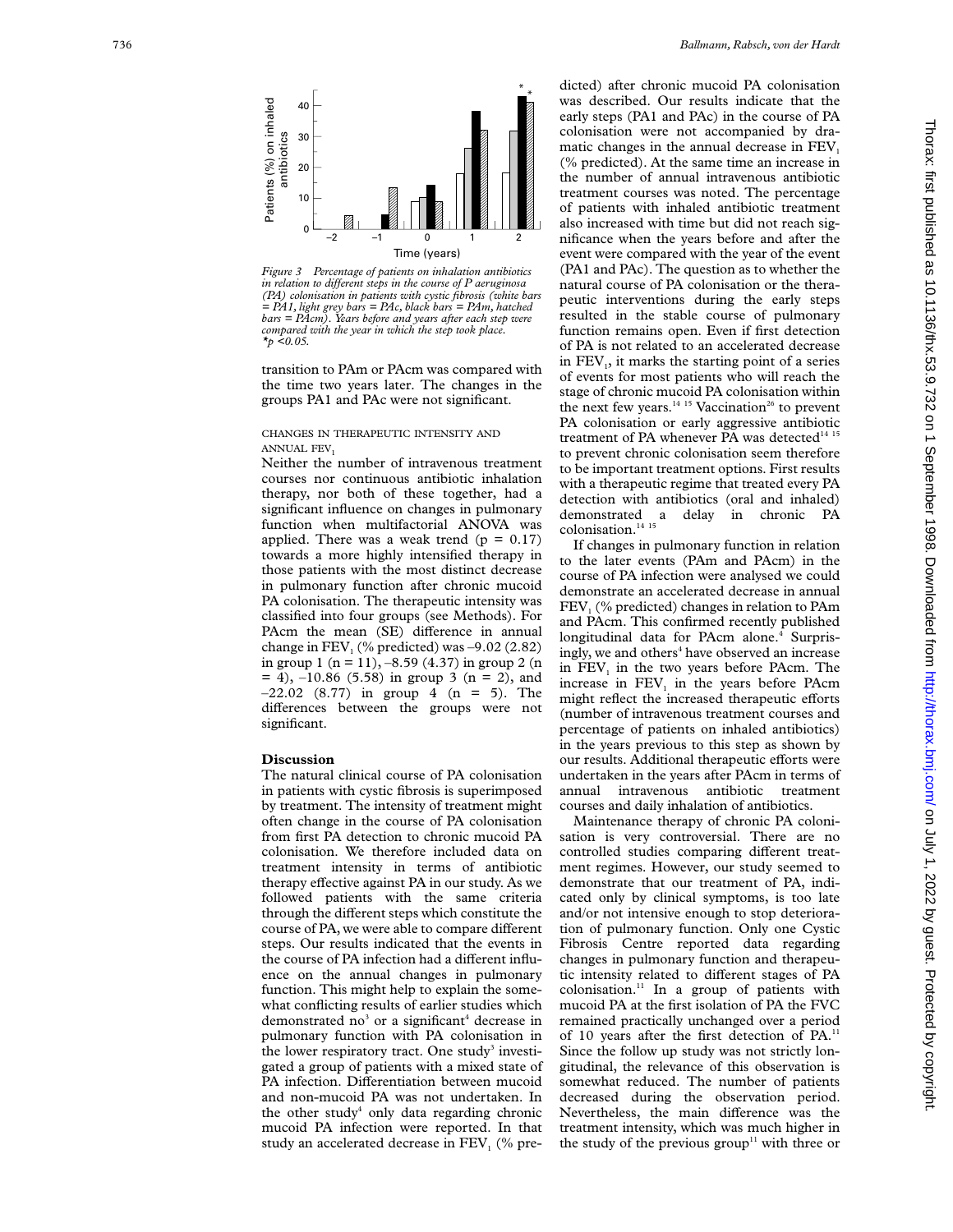Figure 3 Percentage of patients on inhalation antibiotics in relation to different steps in the course of P aeruginosa (PA) colonisation in patients with cystic fibrosis (white bars = PA1, light grey bars = PAc, black bars = PAm, hatched bars = PAcm). Years before and years after each step were compared with the year in which the step took place. *p <0.05.

transition to PAm or PAcm was compared with the time two years later. The changes in the groups PA1 and PAc were not significant.

### CHANGES IN THERAPEUTIC INTENSITY AND ANNUAL $FEV_1$

Neither the number of intravenous treatment courses nor continuous antibiotic inhalation therapy, nor both of these together, had a significant influence on changes in pulmonary function when multifactorial ANOVA was applied. There was a weak trend ($p = 0.17$) towards a more highly intensified therapy in those patients with the most distinct decrease in pulmonary function after chronic mucoid PA colonisation. The therapeutic intensity was classified into four groups (see Methods). For PAcm the mean (SE) difference in annual change in $FEV_1$ (% predicted) was –9.02 (2.82) in group 1 (n = 11), –8.59 (4.37) in group 2 (n = 4), –10.86 (5.58) in group 3 (n = 2), and –22.02 (8.77) in group 4 (n = 5). The differences between the groups were not significant.

## Discussion

The natural clinical course of PA colonisation in patients with cystic fibrosis is superimposed by treatment. The intensity of treatment might often change in the course of PA colonisation from first PA detection to chronic mucoid PA colonisation. We therefore included data on treatment intensity in terms of antibiotic therapy effective against PA in our study. As we followed patients with the same criteria through the different steps which constitute the course of PA, we were able to compare different steps. Our results indicated that the events in the course of PA infection had a different influence on the annual changes in pulmonary function. This might help to explain the somewhat conflicting results of earlier studies which demonstrated no[3] or a significant[4] decrease in pulmonary function with PA colonisation in the lower respiratory tract. One study[3] investigated a group of patients with a mixed state of PA infection. Differentiation between mucoid and non-mucoid PA was not undertaken. In the other study[4] only data regarding chronic mucoid PA infection were reported. In that study an accelerated decrease in $FEV_1$ (% predicted) after chronic mucoid PA colonisation was described. Our results indicate that the early steps (PA1 and PAc) in the course of PA colonisation were not accompanied by dramatic changes in the annual decrease in $FEV_1$ (% predicted). At the same time an increase in the number of annual intravenous antibiotic treatment courses was noted. The percentage of patients with inhaled antibiotic treatment also increased with time but did not reach significance when the years before and after the event were compared with the year of the event (PA1 and PAc). The question as to whether the natural course of PA colonisation or the therapeutic interventions during the early steps resulted in the stable course of pulmonary function remains open. Even if first detection of PA is not related to an accelerated decrease in $FEV_1$, it marks the starting point of a series of events for most patients who will reach the stage of chronic mucoid PA colonisation within the next few years.[14,15] Vaccination[26] to prevent PA colonisation or early aggressive antibiotic treatment of PA whenever PA was detected[14,15] to prevent chronic colonisation seem therefore to be important treatment options. First results with a therapeutic regime that treated every PA detection with antibiotics (oral and inhaled) demonstrated a delay in chronic PA colonisation.[14,15]

If changes in pulmonary function in relation to the later events (PAm and PAcm) in the course of PA infection were analysed we could demonstrate an accelerated decrease in annual $FEV_1$ (% predicted) changes in relation to PAm and PAcm. This confirmed recently published longitudinal data for PAcm alone.[4] Surprisingly, we and others[4] have observed an increase in $FEV_1$ in the two years before PAcm. The increase in $FEV_1$ in the years before PAcm might reflect the increased therapeutic efforts (number of intravenous treatment courses and percentage of patients on inhaled antibiotics) in the years previous to this step as shown by our results. Additional therapeutic efforts were undertaken in the years after PAcm in terms of annual intravenous antibiotic treatment courses and daily inhalation of antibiotics.

Maintenance therapy of chronic PA colonisation is very controversial. There are no controlled studies comparing different treatment regimes. However, our study seemed to demonstrate that our treatment of PA, indicated only by clinical symptoms, is too late and/or not intensive enough to stop deterioration of pulmonary function. Only one Cystic Fibrosis Centre reported data regarding changes in pulmonary function and therapeutic intensity related to different stages of PA colonisation.[11] In a group of patients with mucoid PA at the first isolation of PA the FVC remained practically unchanged over a period of 10 years after the first detection of PA.[11] Since the follow up study was not strictly longitudinal, the relevance of this observation is somewhat reduced. The number of patients decreased during the observation period. Nevertheless, the main difference was the treatment intensity, which was much higher in the study of the previous group[11] with three or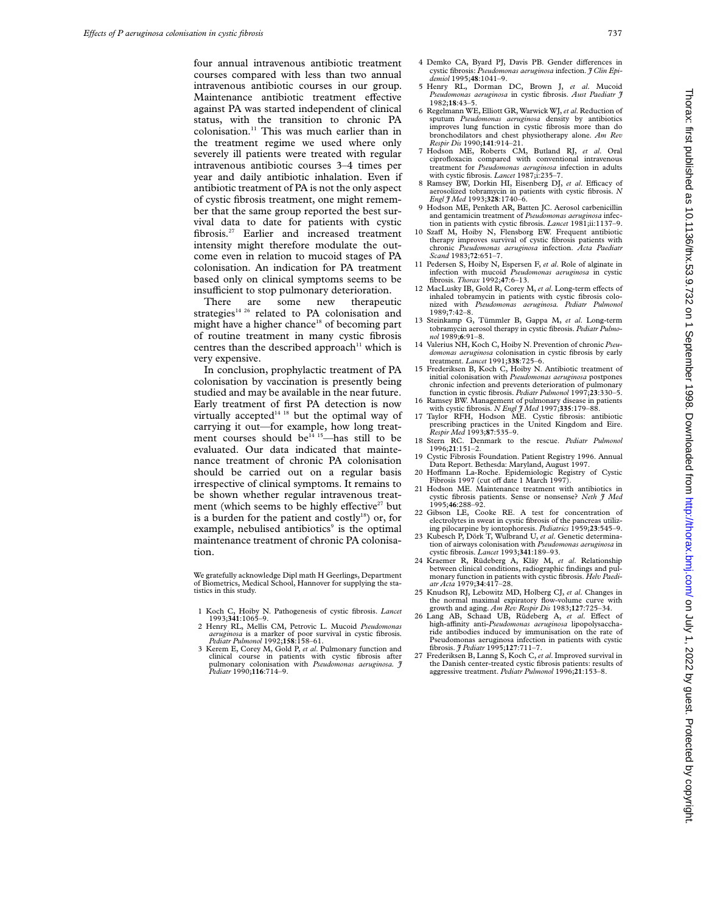four annual intravenous antibiotic treatment courses compared with less than two annual intravenous antibiotic courses in our group. Maintenance antibiotic treatment effective against PA was started independent of clinical status, with the transition to chronic PA colonisation.[11] This was much earlier than in the treatment regime we used where only severely ill patients were treated with regular intravenous antibiotic courses 3–4 times per year and daily antibiotic inhalation. Even if antibiotic treatment of PA is not the only aspect of cystic fibrosis treatment, one might remember that the same group reported the best survival data to date for patients with cystic fibrosis.[27] Earlier and increased treatment intensity might therefore modulate the outcome even in relation to mucoid stages of PA colonisation. An indication for PA treatment based only on clinical symptoms seems to be insufficient to stop pulmonary deterioration.

There are some new therapeutic strategies[14 26] related to PA colonisation and might have a higher chance[18] of becoming part of routine treatment in many cystic fibrosis centres than the described approach[11] which is very expensive.

In conclusion, prophylactic treatment of PA colonisation by vaccination is presently being studied and may be available in the near future. Early treatment of first PA detection is now virtually accepted[14 18] but the optimal way of carrying it out—for example, how long treatment courses should be[14 15]—has still to be evaluated. Our data indicated that maintenance treatment of chronic PA colonisation should be carried out on a regular basis irrespective of clinical symptoms. It remains to be shown whether regular intravenous treatment (which seems to be highly effective[27] but is a burden for the patient and costly[18]) or, for example, nebulised antibiotics[9] is the optimal maintenance treatment of chronic PA colonisation.

We gratefully acknowledge Dipl math H Geerlings, Department of Biometrics, Medical School, Hannover for supplying the statistics in this study.

1 Koch C, Hoiby N. Pathogenesis of cystic fibrosis. *Lancet* 1993;**341**:1065–9.
2 Henry RL, Mellis CM, Petrovic L. Mucoid *Pseudomonas aeruginosa* is a marker of poor survival in cystic fibrosis. *Pediatr Pulmonol* 1992;**158**:158–61.
3 Kerem E, Corey M, Gold P, *et al*. Pulmonary function and clinical course in patients with cystic fibrosis after pulmonary colonisation with *Pseudomonas aeruginosa*. *J Pediatr* 1990;**116**:714–9.
4 Demko CA, Byard PJ, Davis PB. Gender differences in cystic fibrosis: *Pseudomonas aeruginosa* infection. *J Clin Epidemiol* 1995;**48**:1041–9.
5 Henry RL, Dorman DC, Brown J, *et al*. Mucoid *Pseudomonas aeruginosa* in cystic fibrosis. *Aust Paediatr J* 1982;**18**:43–5.
6 Regelmann WE, Elliott GR, Warwick WJ, *et al*. Reduction of sputum *Pseudomonas aeruginosa* density by antibiotics improves lung function in cystic fibrosis more than do bronchodilators and chest physiotherapy alone. *Am Rev Respir Dis* 1990;**141**:914–21.
7 Hodson ME, Roberts CM, Butland RJ, *et al*. Oral ciprofloxacin compared with conventional intravenous treatment for *Pseudomonas aeruginosa* infection in adults with cystic fibrosis. *Lancet* 1987;i:235–7.
8 Ramsey BW, Dorkin HI, Eisenberg DJ, *et al*. Efficacy of aerosolized tobramycin in patients with cystic fibrosis. *N Engl J Med* 1993;**328**:1740–6.
9 Hodson ME, Penketh AR, Batten JC. Aerosol carbenicillin and gentamicin treatment of *Pseudomonas aeruginosa* infection in patients with cystic fibrosis. *Lancet* 1981;ii:1137–9.
10 Szaff M, Hoiby N, Flensborg EW. Frequent antibiotic therapy improves survival of cystic fibrosis patients with chronic *Pseudomonas aeruginosa* infection. *Acta Paediatr Scand* 1983;**72**:651–7.
11 Pedersen S, Hoiby N, Espersen F, *et al*. Role of alginate in infection with mucoid *Pseudomonas aeruginosa* in cystic fibrosis. *Thorax* 1992;**47**:6–13.
12 MacLusky IB, Gold R, Corey M, *et al*. Long-term effects of inhaled tobramycin in patients with cystic fibrosis colonized with *Pseudomonas aeruginosa*. *Pediatr Pulmonol* 1989;**7**:42–8.
13 Steinkamp G, Tümmler B, Gappa M, *et al*. Long-term tobramycin aerosol therapy in cystic fibrosis. *Pediatr Pulmonol* 1989;**6**:91–8.
14 Valerius NH, Koch C, Hoiby N. Prevention of chronic *Pseudomonas aeruginosa* colonisation in cystic fibrosis by early treatment. *Lancet* 1991;**338**:725–6.
15 Frederiksen B, Koch C, Hoiby N. Antibiotic treatment of initial colonisation with *Pseudomonas aeruginosa* postpones chronic infection and prevents deterioration of pulmonary function in cystic fibrosis. *Pediatr Pulmonol* 1997;**23**:330–5.
16 Ramsey BW. Management of pulmonary disease in patients with cystic fibrosis. *N Engl J Med* 1997;**335**:179–88.
17 Taylor RFH, Hodson ME. Cystic fibrosis: antibiotic prescribing practices in the United Kingdom and Eire. *Respir Med* 1993;**87**:535–9.
18 Stern RC. Denmark to the rescue. *Pediatr Pulmonol* 1996;**21**:151–2.
19 Cystic Fibrosis Foundation. Patient Registry 1996. Annual Data Report. Bethesda: Maryland, August 1997.
20 Hoffmann La-Roche. Epidemiologic Registry of Cystic Fibrosis 1997 (cut off date 1 March 1997).
21 Hodson ME. Maintenance treatment with antibiotics in cystic fibrosis patients. Sense or nonsense? *Neth J Med* 1995;**46**:288–92.
22 Gibson LE, Cooke RE. A test for concentration of electrolytes in sweat in cystic fibrosis of the pancreas utilizing pilocarpine by iontophoresis. *Pediatrics* 1959;**23**:545–9.
23 Kubesch P, Dörk T, Wulbrand U, *et al*. Genetic determination of airways colonisation with *Pseudomonas aeruginosa* in cystic fibrosis. *Lancet* 1993;**341**:189–93.
24 Kraemer R, Rüdeberg A, Kläy M, *et al*. Relationship between clinical conditions, radiographic findings and pulmonary function in patients with cystic fibrosis. *Helv Paediatr Acta* 1979;**34**:417–28.
25 Knudson RJ, Lebowitz MD, Holberg CJ, *et al*. Changes in the normal maximal expiratory flow-volume curve with growth and aging. *Am Rev Respir Dis* 1983;**127**:725–34.
26 Lang AB, Schaad UB, Rüdeberg A, *et al*. Effect of high-affinity anti-*Pseudomonas aeruginosa* lipopolysaccharide antibodies induced by immunisation on the rate of Pseudomonas aeruginosa infection in patients with cystic fibrosis. *J Pediatr* 1995;**127**:711–7.
27 Frederiksen B, Lanng S, Koch C, *et al*. Improved survival in the Danish center-treated cystic fibrosis patients: results of aggressive treatment. *Pediatr Pulmonol* 1996;**21**:153–8.